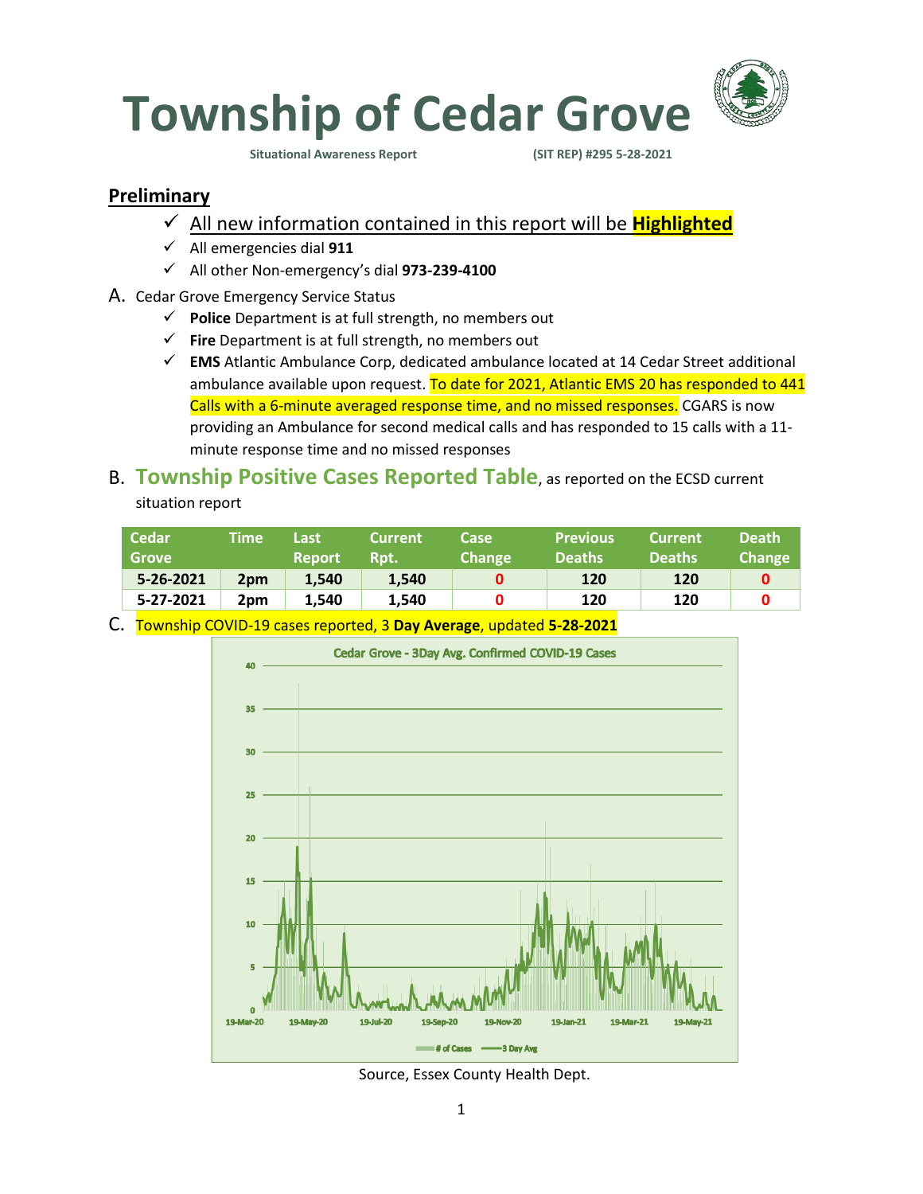# Township of Cedar Grove

**Situational Awareness Report** **(SIT REP) #295 5-28-2021**

## Preliminary

- ✓ All new information contained in this report will be **Highlighted**
- ✓ All emergencies dial **911**
- ✓ All other Non-emergency's dial **973-239-4100**

A. Cedar Grove Emergency Service Status

- ✓ **Police** Department is at full strength, no members out
- ✓ **Fire** Department is at full strength, no members out
- ✓ **EMS** Atlantic Ambulance Corp, dedicated ambulance located at 14 Cedar Street additional ambulance available upon request. To date for 2021, Atlantic EMS 20 has responded to 441 Calls with a 6-minute averaged response time, and no missed responses. CGARS is now providing an Ambulance for second medical calls and has responded to 15 calls with a 11-minute response time and no missed responses

B. **Township Positive Cases Reported Table**, as reported on the ECSD current situation report

| Cedar Grove | Time | Last Report | Current Rpt. | Case Change | Previous Deaths | Current Deaths | Death Change |
|---|---|---|---|---|---|---|---|
| **5-26-2021** | **2pm** | **1,540** | **1,540** | **0** | **120** | **120** | **0** |
| **5-27-2021** | **2pm** | **1,540** | **1,540** | **0** | **120** | **120** | **0** |

C. Township COVID-19 cases reported, 3 **Day Average**, updated **5-28-2021**

Source, Essex County Health Dept.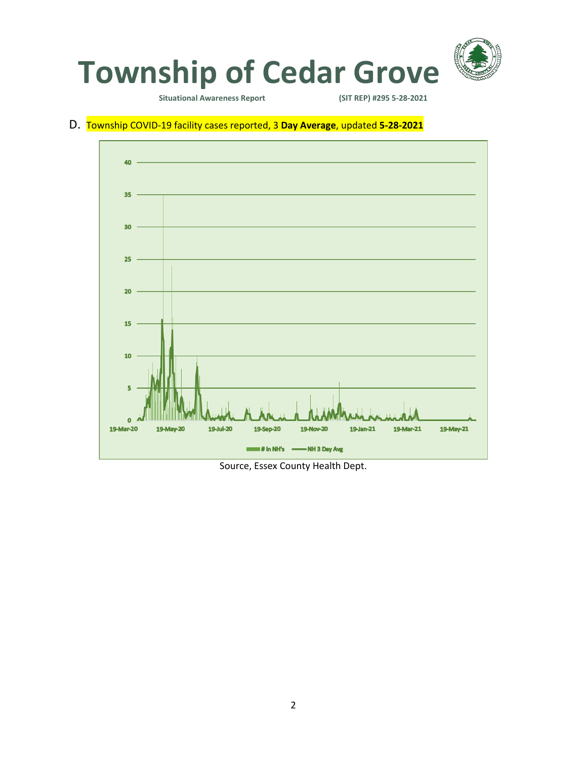# Township of Cedar Grove

**Situational Awareness Report** **(SIT REP) #295 5-28-2021**

D. Township COVID-19 facility cases reported, 3 **Day Average**, updated **5-28-2021**

Source, Essex County Health Dept.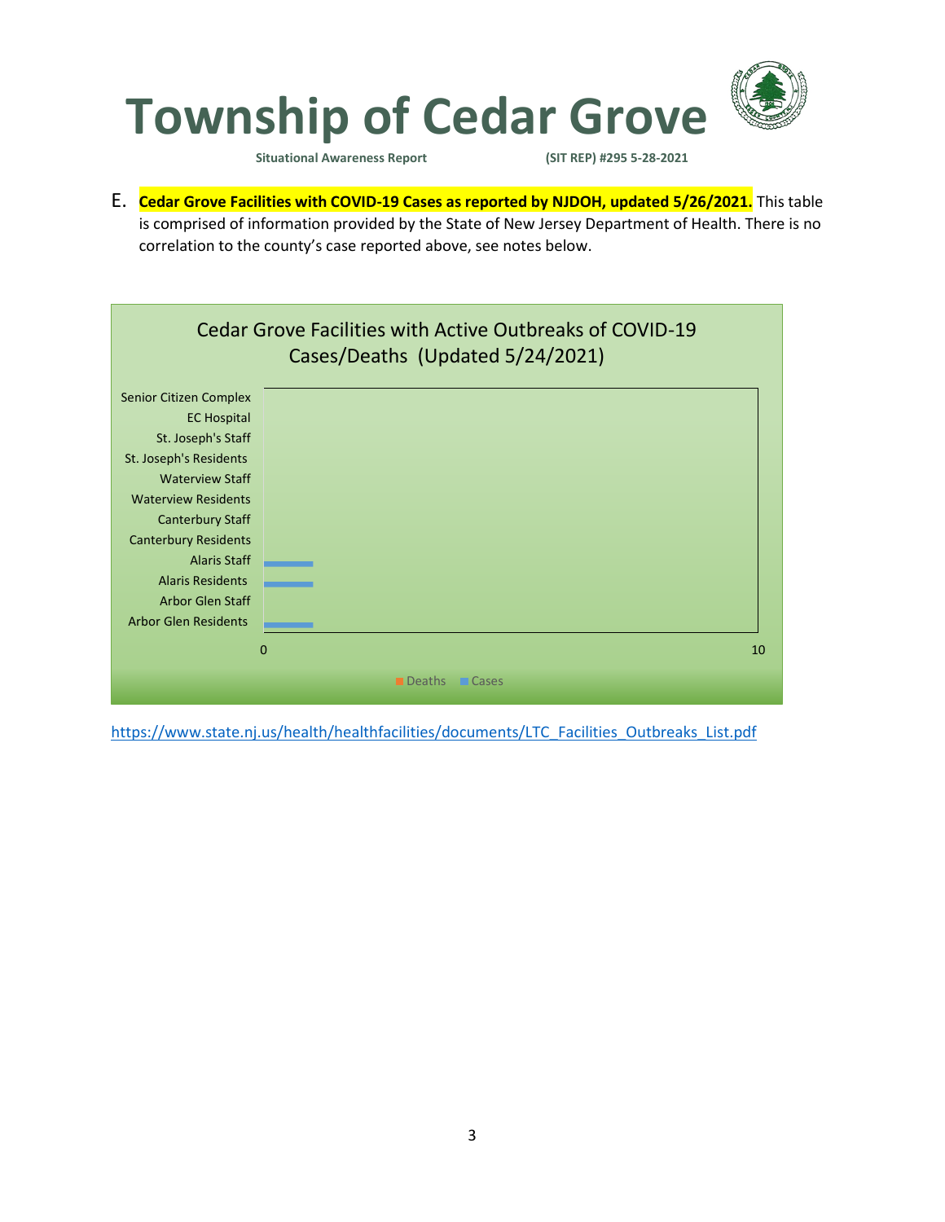E. **Cedar Grove Facilities with COVID-19 Cases as reported by NJDOH, updated 5/26/2021.** This table is comprised of information provided by the State of New Jersey Department of Health. There is no correlation to the county's case reported above, see notes below.

**Cedar Grove Facilities with Active Outbreaks of COVID-19 Cases/Deaths (Updated 5/24/2021)**

| Facility |
| --- |
| Senior Citizen Complex |
| EC Hospital |
| St. Joseph's Staff |
| St. Joseph's Residents |
| Waterview Staff |
| Waterview Residents |
| Canterbury Staff |
| Canterbury Residents |
| Alaris Staff |
| Alaris Residents |
| Arbor Glen Staff |
| Arbor Glen Residents |

Axis: 0 – 10

Legend: Deaths, Cases

https://www.state.nj.us/health/healthfacilities/documents/LTC_Facilities_Outbreaks_List.pdf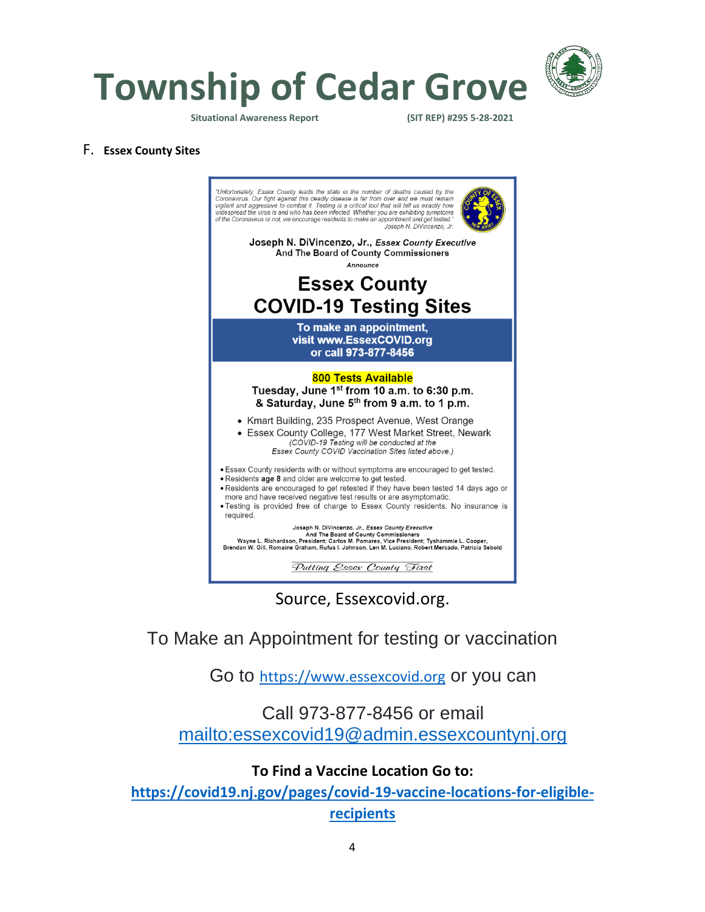F. **Essex County Sites**

"Unfortunately, Essex County leads the state in the number of deaths caused by the Coronavirus. Our fight against this deadly disease is far from over and we must remain vigilant and aggressive to combat it. Testing is a critical tool that will tell us exactly how widespread the virus is and who has been infected. Whether you are exhibiting symptoms of the Coronavirus or not, we encourage residents to make an appointment and get tested."
Joseph N. DiVincenzo, Jr.

**Joseph N. DiVincenzo, Jr., *Essex County Executive***
**And The Board of County Commissioners**
*Announce*

# Essex County COVID-19 Testing Sites

**To make an appointment, visit www.EssexCOVID.org or call 973-877-8456**

**800 Tests Available**
**Tuesday, June 1st from 10 a.m. to 6:30 p.m.**
**& Saturday, June 5th from 9 a.m. to 1 p.m.**

- Kmart Building, 235 Prospect Avenue, West Orange
- Essex County College, 177 West Market Street, Newark

*(COVID-19 Testing will be conducted at the Essex County COVID Vaccination Sites listed above.)*

- Essex County residents with or without symptoms are encouraged to get tested.
- Residents **age 8** and older are welcome to get tested.
- Residents are encouraged to get retested if they have been tested 14 days ago or more and have received negative test results or are asymptomatic.
- Testing is provided free of charge to Essex County residents. No insurance is required.

Joseph N. DiVincenzo, Jr., *Essex County Executive*
And The Board of County Commissioners
Wayne L. Richardson, President; Carlos M. Pomares, Vice President; Tyshammie L. Cooper, Brendan W. Gill, Romaine Graham, Rufus I. Johnson, Len M. Luciano, Robert Mercado, Patricia Sebold

*Putting Essex County First*

Source, Essexcovid.org.

To Make an Appointment for testing or vaccination

Go to https://www.essexcovid.org or you can

Call 973-877-8456 or email mailto:essexcovid19@admin.essexcountynj.org

**To Find a Vaccine Location Go to:**
**https://covid19.nj.gov/pages/covid-19-vaccine-locations-for-eligible-recipients**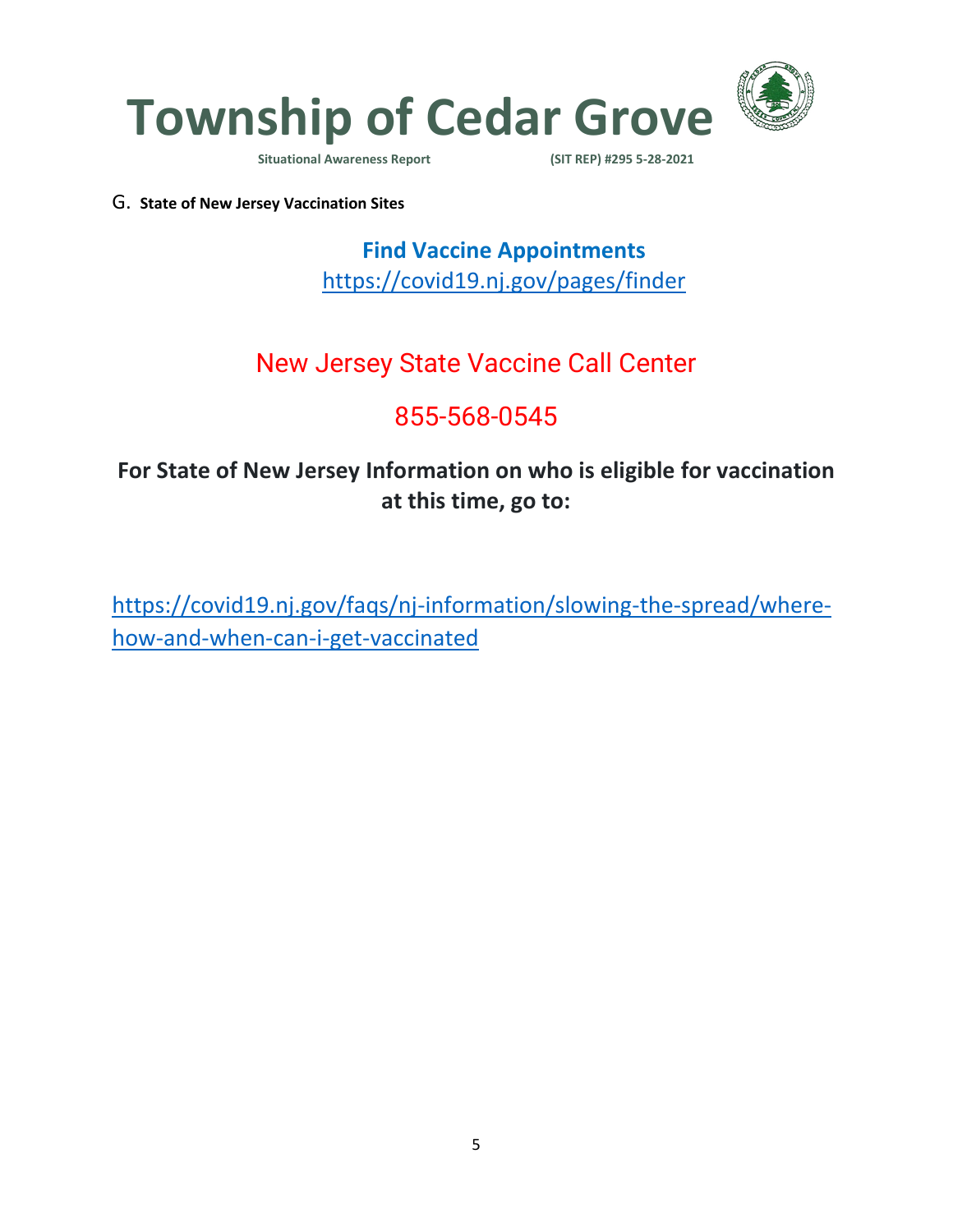G. **State of New Jersey Vaccination Sites**

**Find Vaccine Appointments**

https://covid19.nj.gov/pages/finder

New Jersey State Vaccine Call Center

855-568-0545

**For State of New Jersey Information on who is eligible for vaccination at this time, go to:**

https://covid19.nj.gov/faqs/nj-information/slowing-the-spread/where-how-and-when-can-i-get-vaccinated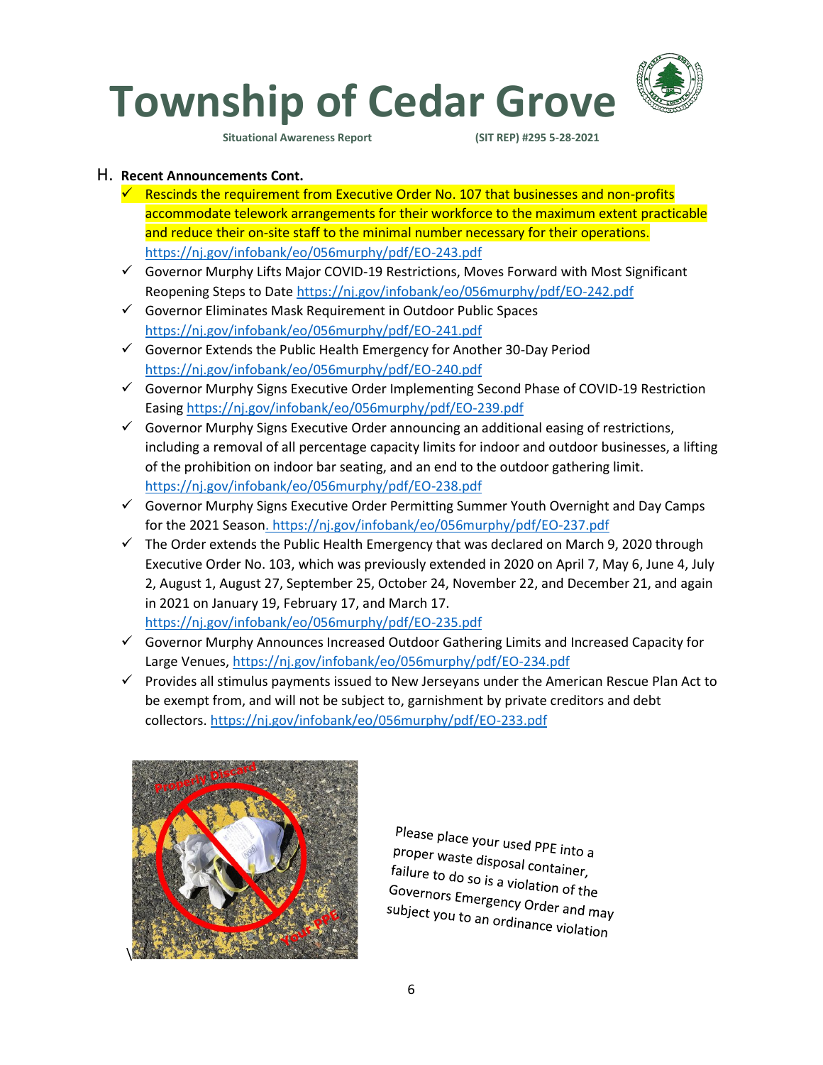## H. Recent Announcements Cont.

- ✓ Rescinds the requirement from Executive Order No. 107 that businesses and non-profits accommodate telework arrangements for their workforce to the maximum extent practicable and reduce their on-site staff to the minimal number necessary for their operations. https://nj.gov/infobank/eo/056murphy/pdf/EO-243.pdf
- ✓ Governor Murphy Lifts Major COVID-19 Restrictions, Moves Forward with Most Significant Reopening Steps to Date https://nj.gov/infobank/eo/056murphy/pdf/EO-242.pdf
- ✓ Governor Eliminates Mask Requirement in Outdoor Public Spaces https://nj.gov/infobank/eo/056murphy/pdf/EO-241.pdf
- ✓ Governor Extends the Public Health Emergency for Another 30-Day Period https://nj.gov/infobank/eo/056murphy/pdf/EO-240.pdf
- ✓ Governor Murphy Signs Executive Order Implementing Second Phase of COVID-19 Restriction Easing https://nj.gov/infobank/eo/056murphy/pdf/EO-239.pdf
- ✓ Governor Murphy Signs Executive Order announcing an additional easing of restrictions, including a removal of all percentage capacity limits for indoor and outdoor businesses, a lifting of the prohibition on indoor bar seating, and an end to the outdoor gathering limit. https://nj.gov/infobank/eo/056murphy/pdf/EO-238.pdf
- ✓ Governor Murphy Signs Executive Order Permitting Summer Youth Overnight and Day Camps for the 2021 Season. https://nj.gov/infobank/eo/056murphy/pdf/EO-237.pdf
- ✓ The Order extends the Public Health Emergency that was declared on March 9, 2020 through Executive Order No. 103, which was previously extended in 2020 on April 7, May 6, June 4, July 2, August 1, August 27, September 25, October 24, November 22, and December 21, and again in 2021 on January 19, February 17, and March 17. https://nj.gov/infobank/eo/056murphy/pdf/EO-235.pdf
- ✓ Governor Murphy Announces Increased Outdoor Gathering Limits and Increased Capacity for Large Venues, https://nj.gov/infobank/eo/056murphy/pdf/EO-234.pdf
- ✓ Provides all stimulus payments issued to New Jerseyans under the American Rescue Plan Act to be exempt from, and will not be subject to, garnishment by private creditors and debt collectors. https://nj.gov/infobank/eo/056murphy/pdf/EO-233.pdf

Please place your used PPE into a proper waste disposal container, failure to do so is a violation of the Governors Emergency Order and may subject you to an ordinance violation